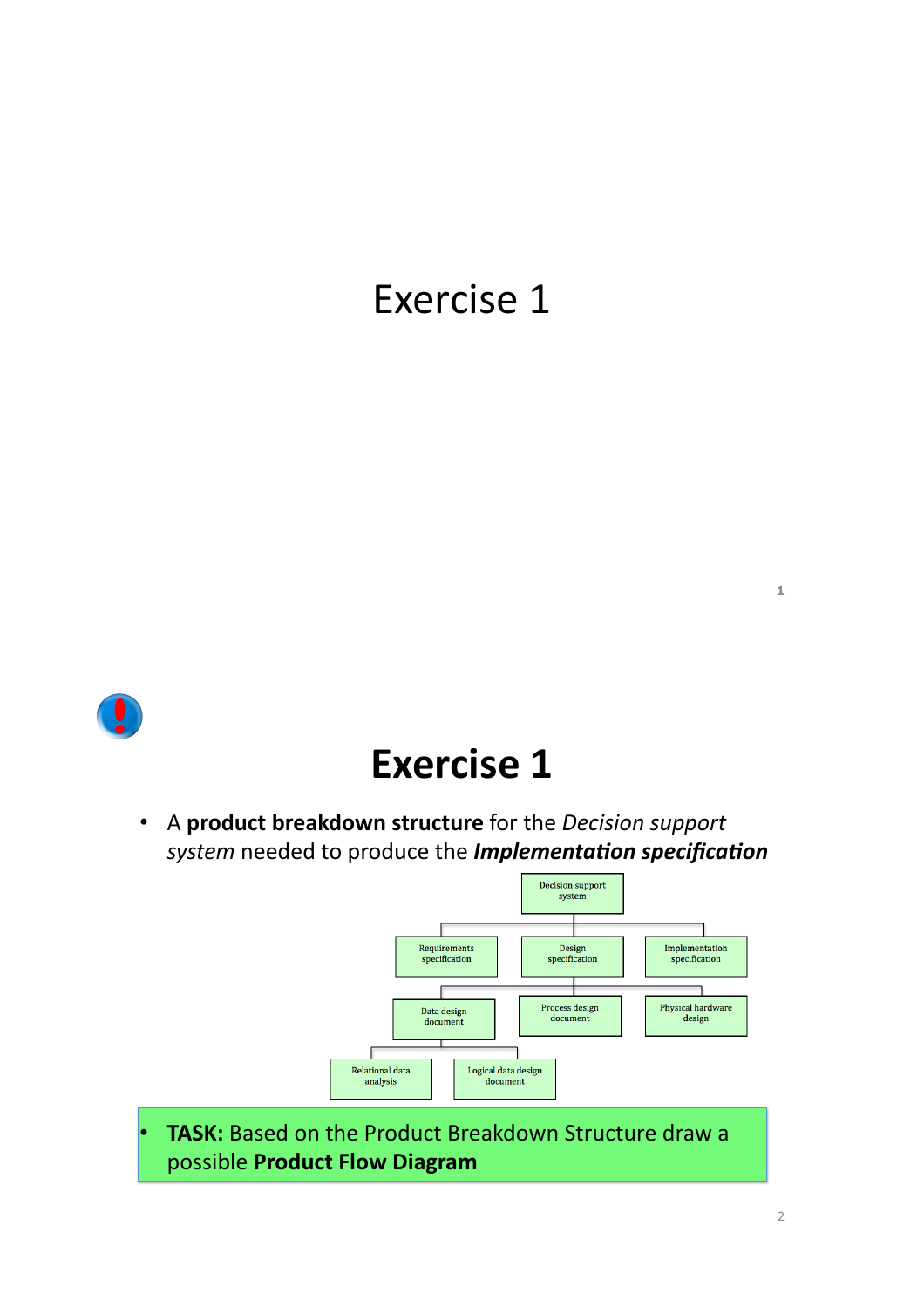# Exercise 1

# Exercise 1

- A **product breakdown structure** for the *Decision support system* needed to produce the ***Implementation specification***

- Decision support system
  - Requirements specification
  - Design specification
    - Data design document
      - Relational data analysis
      - Logical data design document
    - Process design document
    - Physical hardware design
  - Implementation specification

- **TASK:** Based on the Product Breakdown Structure draw a possible **Product Flow Diagram**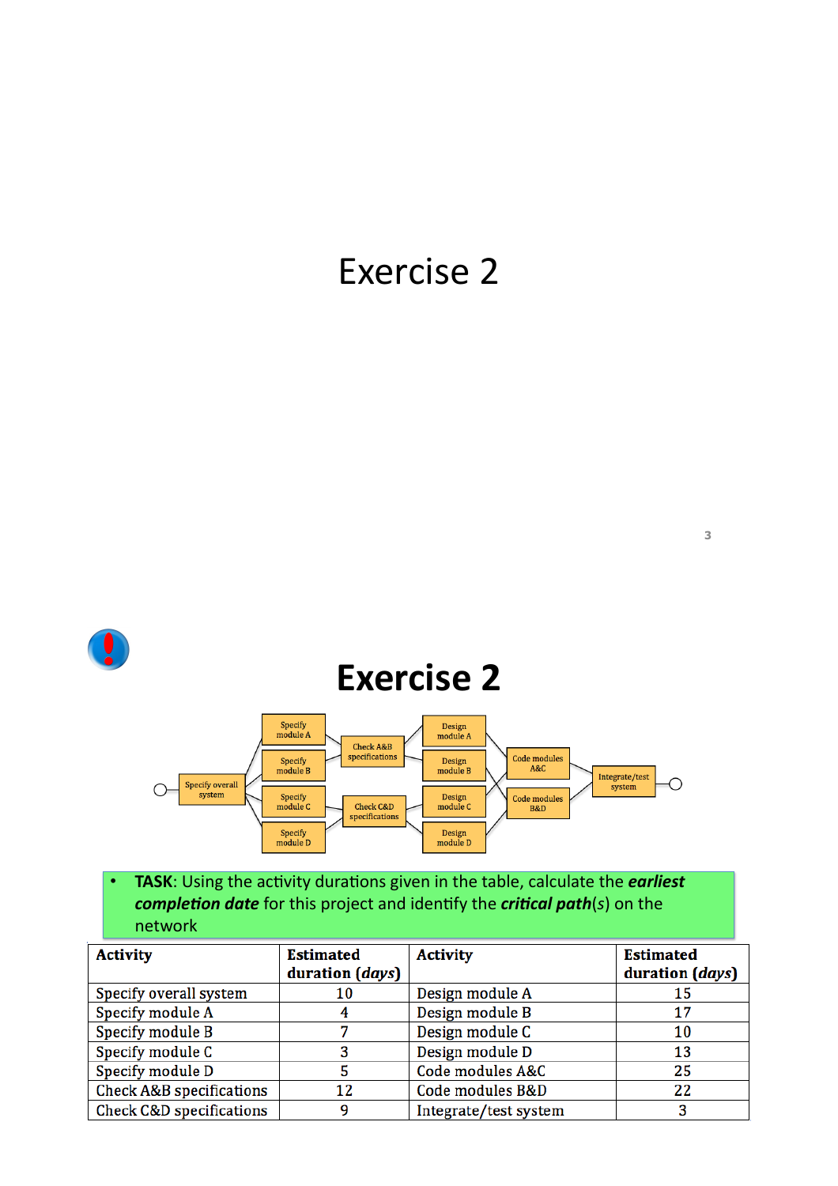# Exercise 2

# Exercise 2

- **TASK**: Using the activity durations given in the table, calculate the ***earliest completion date*** for this project and identify the ***critical path***(*s*) on the network

| Activity | Estimated duration (*days*) | Activity | Estimated duration (*days*) |
|---|---|---|---|
| Specify overall system | 10 | Design module A | 15 |
| Specify module A | 4 | Design module B | 17 |
| Specify module B | 7 | Design module C | 10 |
| Specify module C | 3 | Design module D | 13 |
| Specify module D | 5 | Code modules A&C | 25 |
| Check A&B specifications | 12 | Code modules B&D | 22 |
| Check C&D specifications | 9 | Integrate/test system | 3 |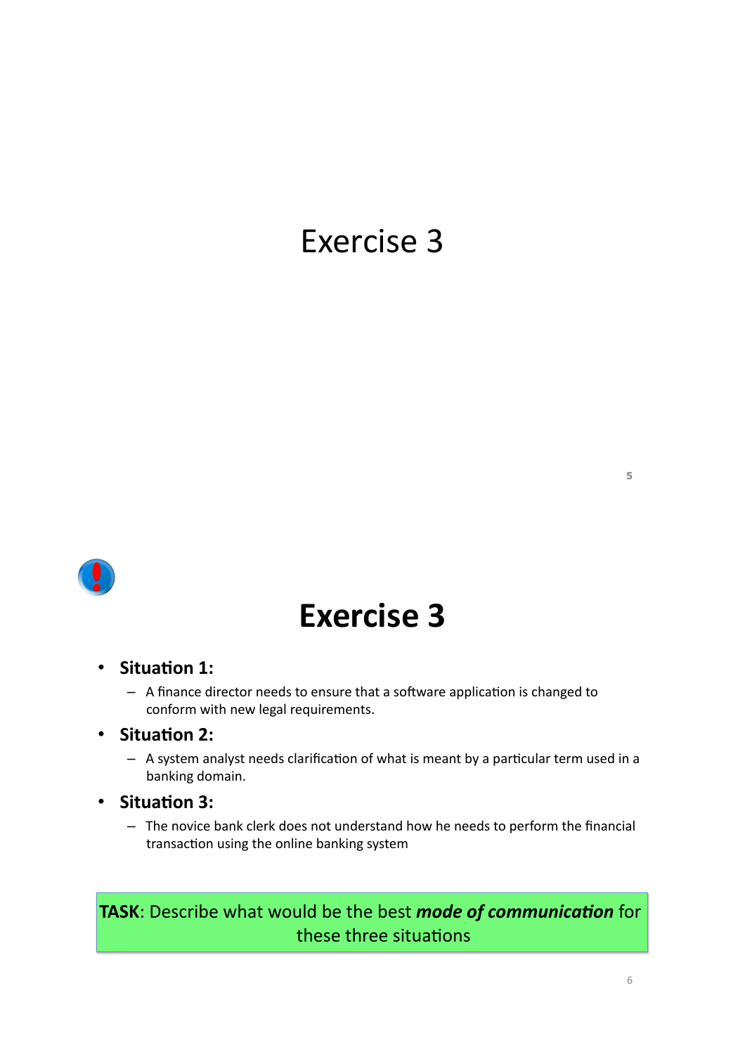# Exercise 3

# Exercise 3

- **Situation 1:**
  - A finance director needs to ensure that a software application is changed to conform with new legal requirements.
- **Situation 2:**
  - A system analyst needs clarification of what is meant by a particular term used in a banking domain.
- **Situation 3:**
  - The novice bank clerk does not understand how he needs to perform the financial transaction using the online banking system

**TASK**: Describe what would be the best ***mode of communication*** for these three situations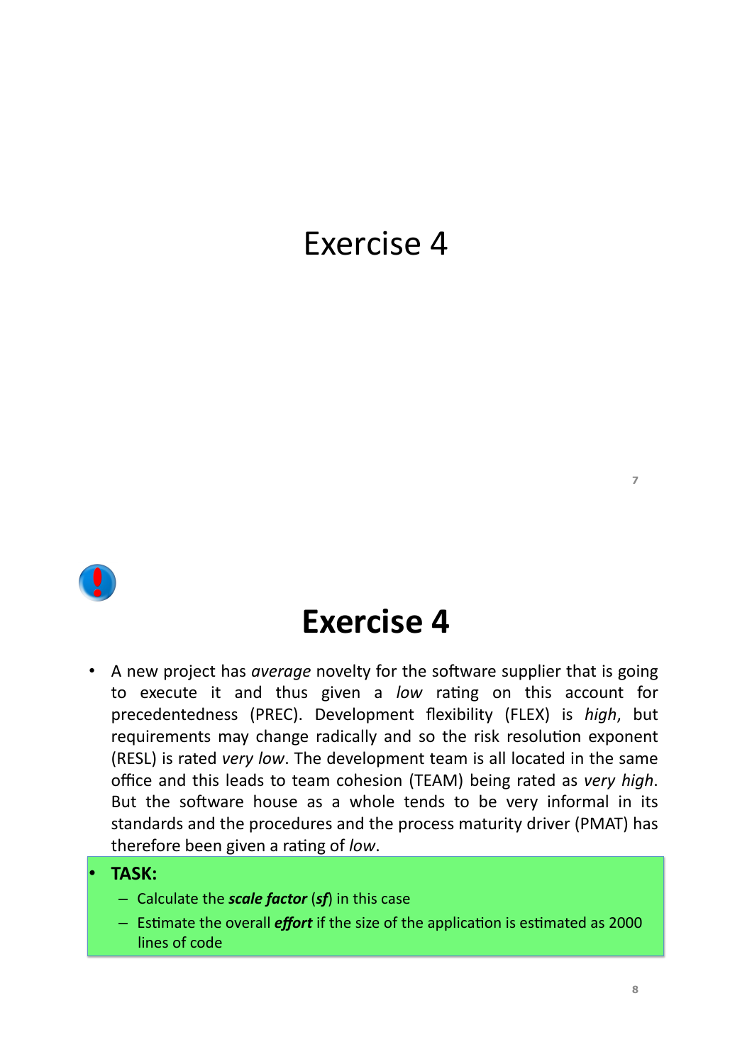# Exercise 4

# Exercise 4

- A new project has *average* novelty for the software supplier that is going to execute it and thus given a *low* rating on this account for precedentedness (PREC). Development flexibility (FLEX) is *high*, but requirements may change radically and so the risk resolution exponent (RESL) is rated *very low*. The development team is all located in the same office and this leads to team cohesion (TEAM) being rated as *very high*. But the software house as a whole tends to be very informal in its standards and the procedures and the process maturity driver (PMAT) has therefore been given a rating of *low*.

- **TASK:**
  - Calculate the ***scale factor*** (***sf***) in this case
  - Estimate the overall ***effort*** if the size of the application is estimated as 2000 lines of code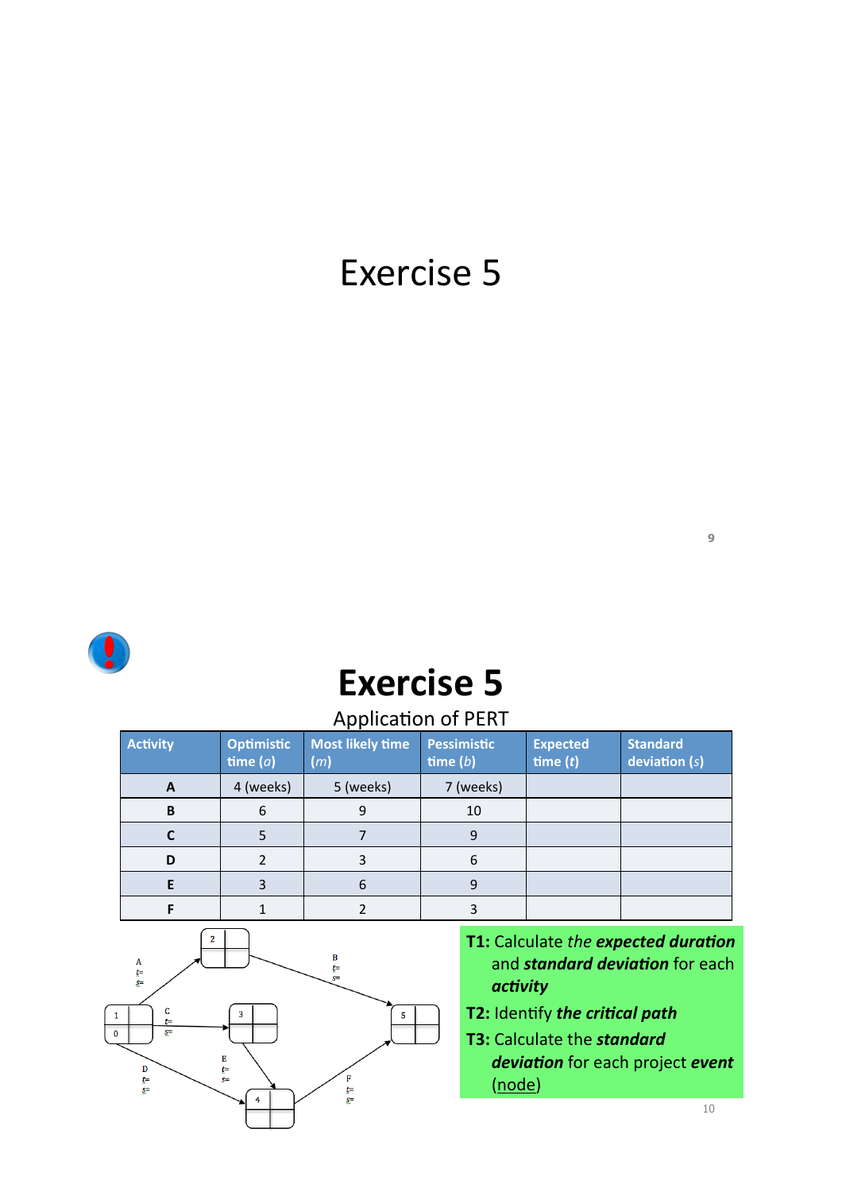# Exercise 5

# Exercise 5

Application of PERT

| Activity | Optimistic time ($a$) | Most likely time ($m$) | Pessimistic time ($b$) | Expected time ($t$) | Standard deviation ($s$) |
|---|---|---|---|---|---|
| **A** | 4 (weeks) | 5 (weeks) | 7 (weeks) | | |
| **B** | 6 | 9 | 10 | | |
| **C** | 5 | 7 | 9 | | |
| **D** | 2 | 3 | 6 | | |
| **E** | 3 | 6 | 9 | | |
| **F** | 1 | 2 | 3 | | |

**T1:** Calculate *the **expected duration*** and ***standard deviation*** for each ***activity***

**T2:** Identify ***the critical path***

**T3:** Calculate the ***standard deviation*** for each project ***event*** (node)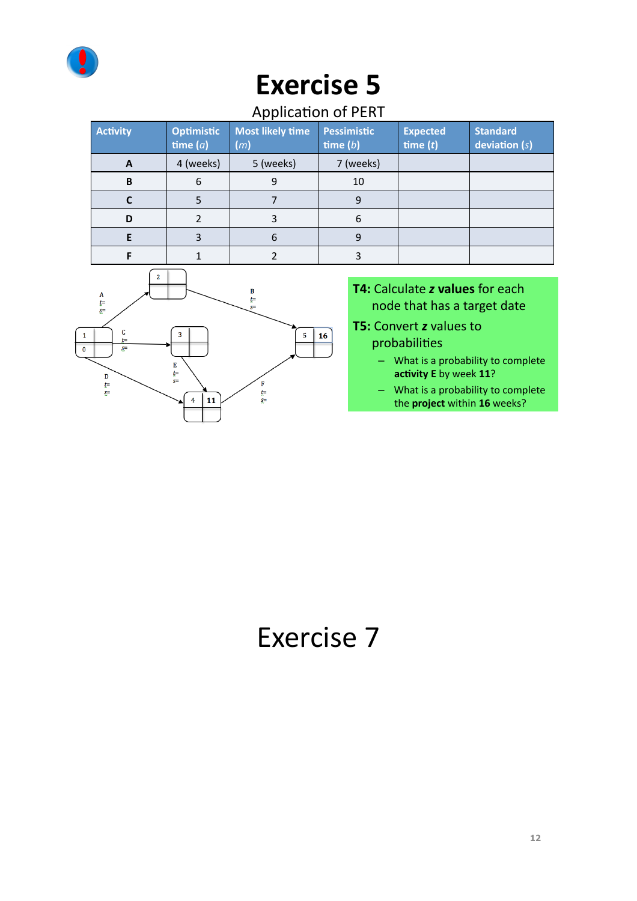# Exercise 5

Application of PERT

| Activity | Optimistic time ($a$) | Most likely time ($m$) | Pessimistic time ($b$) | Expected time ($t$) | Standard deviation ($s$) |
|---|---|---|---|---|---|
| **A** | 4 (weeks) | 5 (weeks) | 7 (weeks) | | |
| **B** | 6 | 9 | 10 | | |
| **C** | 5 | 7 | 9 | | |
| **D** | 2 | 3 | 6 | | |
| **E** | 3 | 6 | 9 | | |
| **F** | 1 | 2 | 3 | | |

**T4:** Calculate ***z* values** for each node that has a target date

**T5:** Convert ***z*** values to probabilities

- What is a probability to complete **activity E** by week **11**?
- What is a probability to complete the **project** within **16** weeks?

# Exercise 7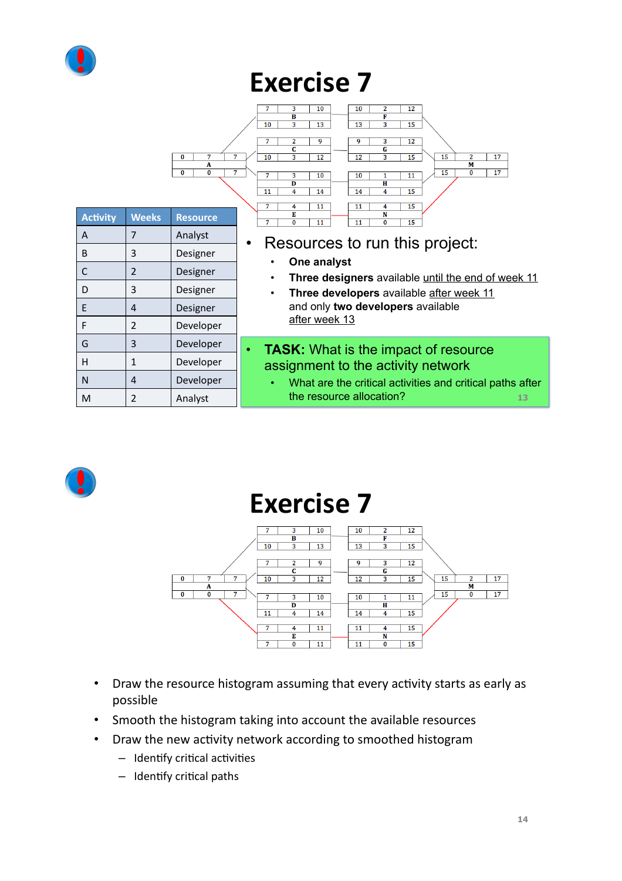# Exercise 7

| Activity | Weeks | Resource |
| --- | --- | --- |
| A | 7 | Analyst |
| B | 3 | Designer |
| C | 2 | Designer |
| D | 3 | Designer |
| E | 4 | Designer |
| F | 2 | Developer |
| G | 3 | Developer |
| H | 1 | Developer |
| N | 4 | Developer |
| M | 2 | Analyst |

- Resources to run this project:
  - **One analyst**
  - **Three designers** available until the end of week 11
  - **Three developers** available after week 11 and only **two developers** available after week 13

- **TASK:** What is the impact of resource assignment to the activity network
  - What are the critical activities and critical paths after the resource allocation?

# Exercise 7

- Draw the resource histogram assuming that every activity starts as early as possible
- Smooth the histogram taking into account the available resources
- Draw the new activity network according to smoothed histogram
  - Identify critical activities
  - Identify critical paths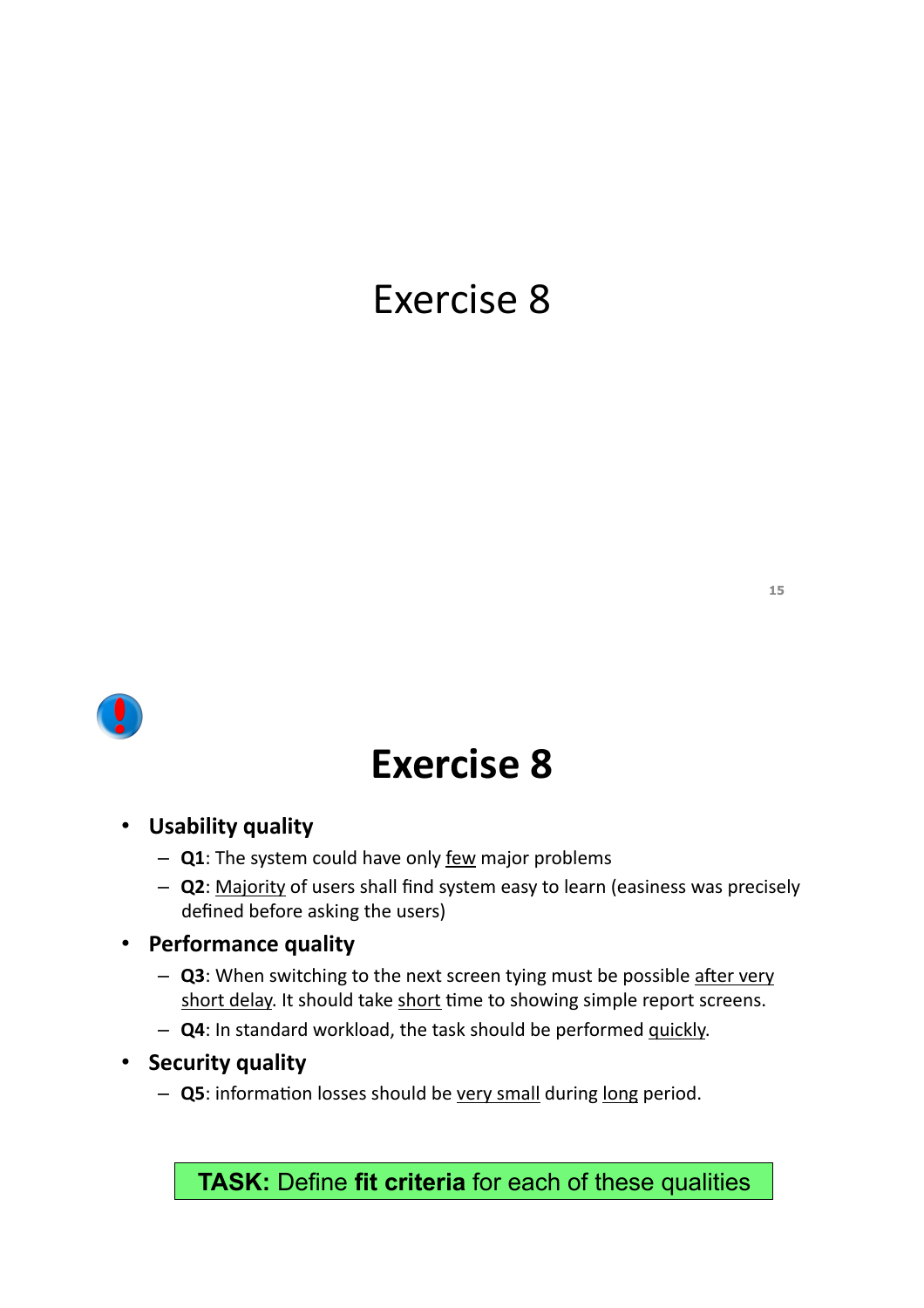# Exercise 8

# Exercise 8

- **Usability quality**
  - **Q1**: The system could have only <u>few</u> major problems
  - **Q2**: <u>Majority</u> of users shall find system easy to learn (easiness was precisely defined before asking the users)
- **Performance quality**
  - **Q3**: When switching to the next screen tying must be possible <u>after very short delay</u>. It should take <u>short</u> time to showing simple report screens.
  - **Q4**: In standard workload, the task should be performed <u>quickly</u>.
- **Security quality**
  - **Q5**: information losses should be <u>very small</u> during <u>long</u> period.

**TASK:** Define **fit criteria** for each of these qualities